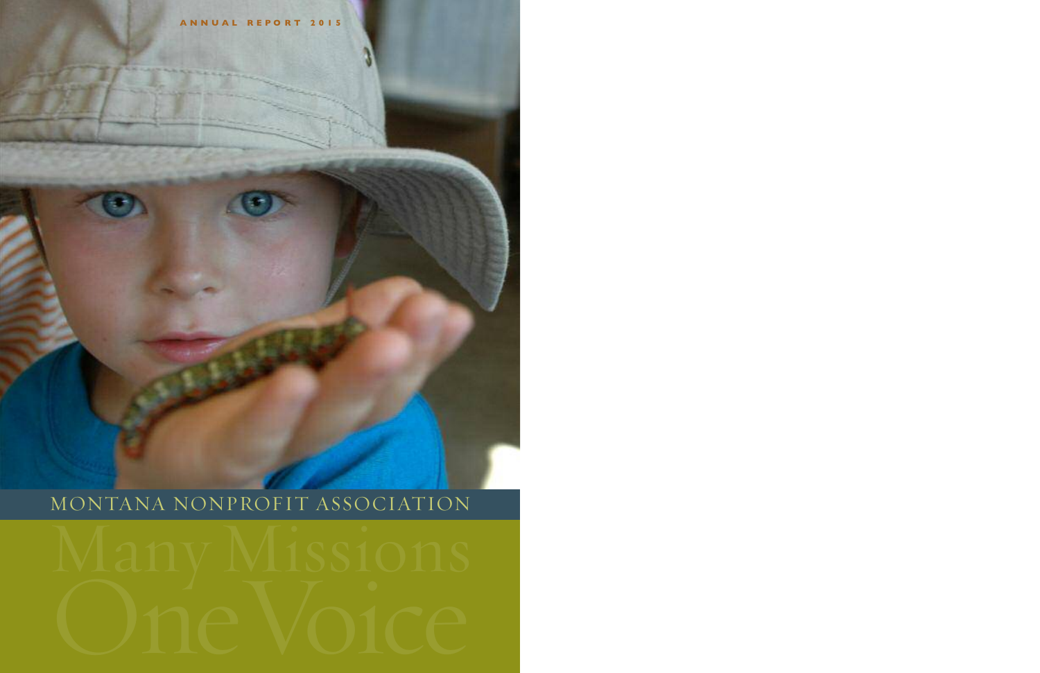ANNUAL REPORT 2015

# MONTANA NONPROFIT ASSOCIATION

# Many Missions One Voice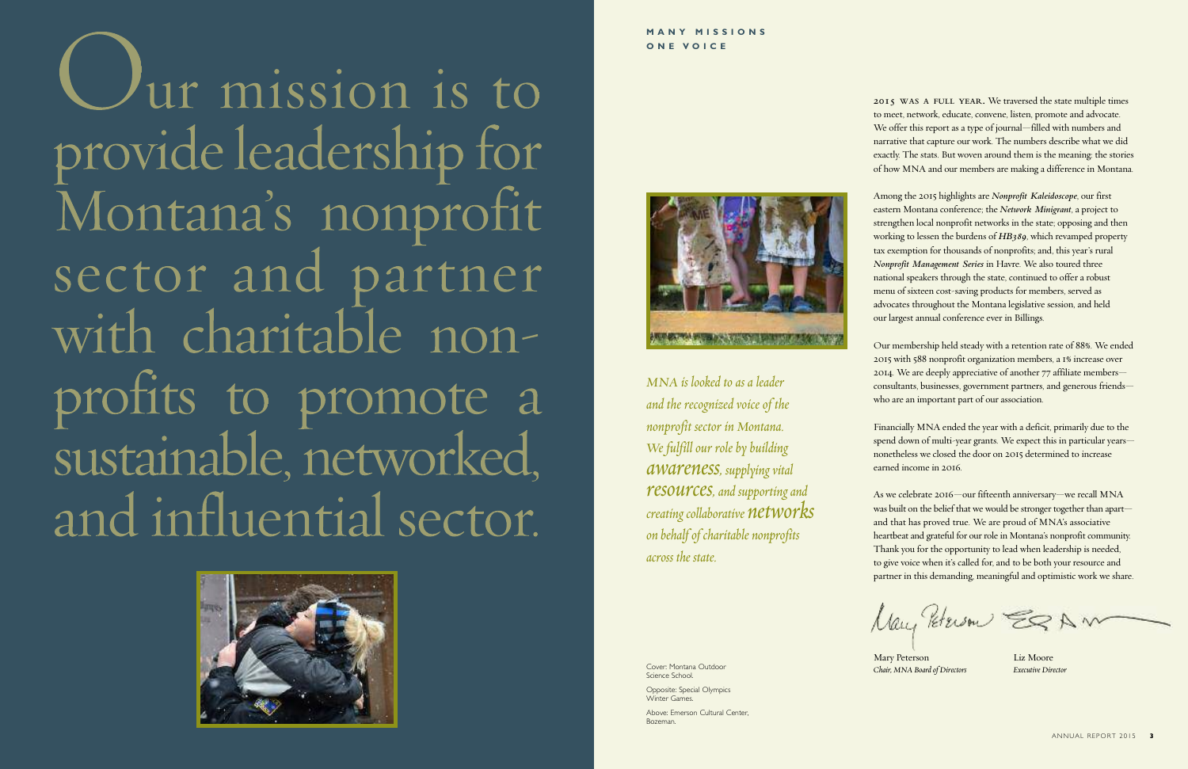# Our mission is to provide leadership for Montana's nonprofit sector and partner with charitable nonprofits to promote a sustainable, networked, and influential sector.

**MANY MISSIONS**
**ONE VOICE**

*MNA is looked to as a leader and the recognized voice of the nonprofit sector in Montana. We fulfill our role by building **awareness**, supplying vital **resources**, and supporting and creating collaborative **networks** on behalf of charitable nonprofits across the state.*

Cover: Montana Outdoor Science School.

Opposite: Special Olympics Winter Games.

Above: Emerson Cultural Center, Bozeman.

2015 WAS A FULL YEAR. We traversed the state multiple times to meet, network, educate, convene, listen, promote and advocate. We offer this report as a type of journal—filled with numbers and narrative that capture our work. The numbers describe what we did exactly. The stats. But woven around them is the meaning: the stories of how MNA and our members are making a difference in Montana.

Among the 2015 highlights are ***Nonprofit Kaleidoscope***, our first eastern Montana conference; the ***Network Minigrant***, a project to strengthen local nonprofit networks in the state; opposing and then working to lessen the burdens of ***HB389***, which revamped property tax exemption for thousands of nonprofits; and, this year's rural ***Nonprofit Management Series*** in Havre. We also toured three national speakers through the state, continued to offer a robust menu of sixteen cost-saving products for members, served as advocates throughout the Montana legislative session, and held our largest annual conference ever in Billings.

Our membership held steady with a retention rate of 88%. We ended 2015 with 588 nonprofit organization members, a 1% increase over 2014. We are deeply appreciative of another 77 affiliate members—consultants, businesses, government partners, and generous friends—who are an important part of our association.

Financially MNA ended the year with a deficit, primarily due to the spend down of multi-year grants. We expect this in particular years—nonetheless we closed the door on 2015 determined to increase earned income in 2016.

As we celebrate 2016—our fifteenth anniversary—we recall MNA was built on the belief that we would be stronger together than apart—and that has proved true. We are proud of MNA's associative heartbeat and grateful for our role in Montana's nonprofit community. Thank you for the opportunity to lead when leadership is needed, to give voice when it's called for, and to be both your resource and partner in this demanding, meaningful and optimistic work we share.

Mary Peterson
*Chair, MNA Board of Directors*

Liz Moore
*Executive Director*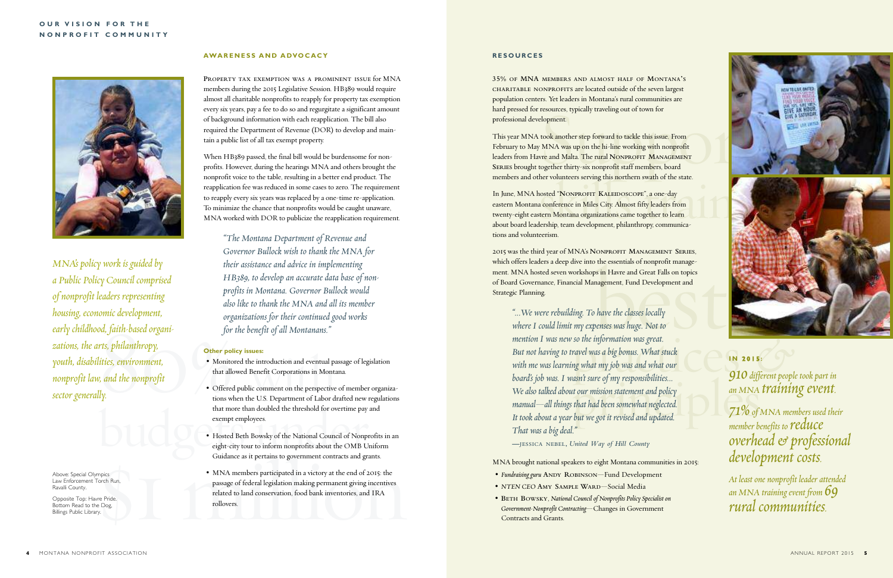**OUR VISION FOR THE NONPROFIT COMMUNITY**

*MNA's policy work is guided by a Public Policy Council comprised of nonprofit leaders representing housing, economic development, early childhood, faith-based organizations, the arts, philanthropy, youth, disabilities, environment, nonprofit law, and the nonprofit sector generally.*

Above: Special Olympics Law Enforcement Torch Run, Ravalli County.

Opposite Top: Havre Pride. Bottom Read to the Dog, Billings Public Library.

## AWARENESS AND ADVOCACY

PROPERTY TAX EXEMPTION WAS A PROMINENT ISSUE for MNA members during the 2015 Legislative Session. HB389 would require almost all charitable nonprofits to reapply for property tax exemption every six years, pay a fee to do so and regurgitate a significant amount of background information with each reapplication. The bill also required the Department of Revenue (DOR) to develop and maintain a public list of all tax exempt property.

When HB389 passed, the final bill would be burdensome for nonprofits. However, during the hearings MNA and others brought the nonprofit voice to the table, resulting in a better end product. The reapplication fee was reduced in some cases to zero. The requirement to reapply every six years was replaced by a one-time re-application. To minimize the chance that nonprofits would be caught unaware, MNA worked with DOR to publicize the reapplication requirement.

> *"The Montana Department of Revenue and Governor Bullock wish to thank the MNA for their assistance and advice in implementing HB389, to develop an accurate data base of nonprofits in Montana. Governor Bullock would also like to thank the MNA and all its member organizations for their continued good works for the benefit of all Montanans."*

**Other policy issues:**

- Monitored the introduction and eventual passage of legislation that allowed Benefit Corporations in Montana.
- Offered public comment on the perspective of member organizations when the U.S. Department of Labor drafted new regulations that more than doubled the threshold for overtime pay and exempt employees.
- Hosted Beth Bowsky of the National Council of Nonprofits in an eight-city tour to inform nonprofits about the OMB Uniform Guidance as it pertains to government contracts and grants.
- MNA members participated in a victory at the end of 2015: the passage of federal legislation making permanent giving incentives related to land conservation, food bank inventories, and IRA rollovers.

## RESOURCES

35% OF MNA MEMBERS AND ALMOST HALF OF MONTANA'S CHARITABLE NONPROFITS are located outside of the seven largest population centers. Yet leaders in Montana's rural communities are hard pressed for resources, typically traveling out of town for professional development.

This year MNA took another step forward to tackle this issue. From February to May MNA was up on the hi-line working with nonprofit leaders from Havre and Malta. The rural NONPROFIT MANAGEMENT SERIES brought together thirty-six nonprofit staff members, board members and other volunteers serving this northern swath of the state.

In June, MNA hosted "NONPROFIT KALEIDOSCOPE", a one-day eastern Montana conference in Miles City. Almost fifty leaders from twenty-eight eastern Montana organizations came together to learn about board leadership, team development, philanthropy, communications and volunteerism.

2015 was the third year of MNA's NONPROFIT MANAGEMENT SERIES, which offers leaders a deep dive into the essentials of nonprofit management. MNA hosted seven workshops in Havre and Great Falls on topics of Board Governance, Financial Management, Fund Development and Strategic Planning.

> *"...We were rebuilding. To have the classes locally where I could limit my expenses was huge. Not to mention I was new so the information was great. But not having to travel was a big bonus. What stuck with me was learning what my job was and what our board's job was. I wasn't sure of my responsibilities... We also talked about our mission statement and policy manual—all things that had been somewhat neglected. It took about a year but we got it revised and updated. That was a big deal."*
>
> —JESSICA NEBEL, *United Way of Hill County*

MNA brought national speakers to eight Montana communities in 2015:

- *Fundraising guru* ANDY ROBINSON—Fund Development
- *NTEN CEO* AMY SAMPLE WARD—Social Media
- BETH BOWSKY, *National Council of Nonprofits Policy Specialist on Government-Nonprofit Contracting*—Changes in Government Contracts and Grants.

**IN 2015:**

*910 different people took part in an MNA* ***training event.***

*71% of MNA members used their member benefits to* ***reduce overhead & professional development costs.***

*At least one nonprofit leader attended an MNA training event from 69* ***rural communities.***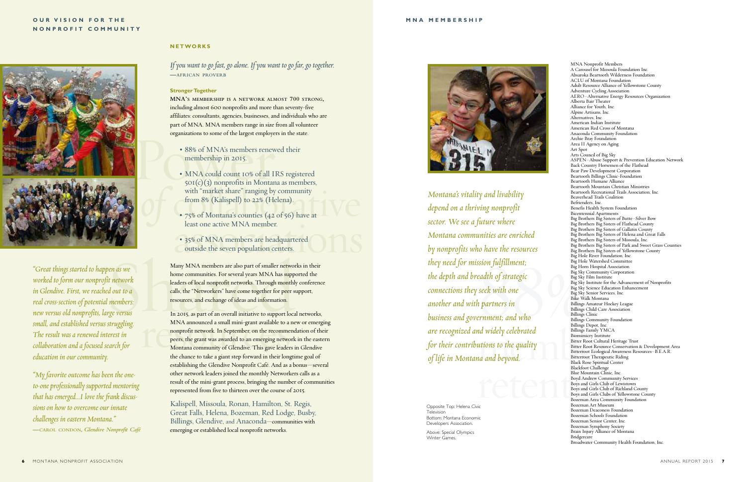# OUR VISION FOR THE NONPROFIT COMMUNITY

*"Great things started to happen as we worked to form our nonprofit network in Glendive. First, we reached out to a real cross-section of potential members: new versus old nonprofits, large versus small, and established versus struggling. The result was a renewed interest in collaboration and a focused search for education in our community.*

*"My favorite outcome has been the one-to-one professionally supported mentoring that has emerged...I love the frank discussions on how to overcome our innate challenges in eastern Montana."*
—CAROL CONDON, *Glendive Nonprofit Café*

## NETWORKS

*If you want to go fast, go alone. If you want to go far, go together.*
—AFRICAN PROVERB

### Stronger Together

MNA'S MEMBERSHIP IS A NETWORK ALMOST 700 STRONG, including almost 600 nonprofits and more than seventy-five affiliates: consultants, agencies, businesses, and individuals who are part of MNA. MNA members range in size from all volunteer organizations to some of the largest employers in the state.

- 88% of MNA's members renewed their membership in 2015.
- MNA could count 10% of all IRS registered 501(c)(3) nonprofits in Montana as members, with "market share" ranging by community from 8% (Kalispell) to 22% (Helena).
- 75% of Montana's counties (42 of 56) have at least one active MNA member.
- 35% of MNA members are headquartered outside the seven population centers.

Many MNA members are also part of smaller networks in their home communities. For several years MNA has supported the leaders of local nonprofit networks. Through monthly conference calls, the "Networkers" have come together for peer support, resources, and exchange of ideas and information.

In 2015, as part of an overall initiative to support local networks, MNA announced a small mini-grant available to a new or emerging nonprofit network. In September, on the recommendation of their peers, the grant was awarded to an emerging network in the eastern Montana community of Glendive. This gave leaders in Glendive the chance to take a giant step forward in their longtime goal of establishing the Glendive Nonprofit Café. And as a bonus—several other network leaders joined the monthly Networkers calls as a result of the mini-grant process, bringing the number of communities represented from five to thirteen over the course of 2015.

Kalispell, Missoula, Ronan, Hamilton, St. Regis, Great Falls, Helena, Bozeman, Red Lodge, Busby, Billings, Glendive, and Anaconda—communities with emerging or established local nonprofit networks.

# MNA MEMBERSHIP

*Montana's vitality and livability depend on a thriving nonprofit sector. We see a future where Montana communities are enriched by nonprofits who have the resources they need for mission fulfillment; the depth and breadth of strategic connections they seek with one another and with partners in business and government; and who are recognized and widely celebrated for their contributions to the quality of life in Montana and beyond.*

Opposite Top: Helena Civic Television
Bottom: Montana Economic Developers Association.

Above: Special Olympics Winter Games.

MNA Nonprofit Members
A Carousel for Missoula Foundation Inc.
Absaroka Beartooth Wilderness Foundation
ACLU of Montana Foundation
Adult Resource Alliance of Yellowstone County
Adventure Cycling Association
AERO–Alternative Energy Resources Organization
Alberta Bair Theater
Alliance for Youth, Inc.
Alpine Artisans, Inc.
Alternatives, Inc.
American Indian Institute
American Red Cross of Montana
Anaconda Community Foundation
Archie Bray Foundation
Area II Agency on Aging
Art Spot
Arts Council of Big Sky
ASPEN–Abuse Support & Prevention Education Network
Back Country Horsemen of the Flathead
Bear Paw Development Corporation
Beartooth Billings Clinic-Foundation
Beartooth Humane Alliance
Beartooth Mountain Christian Ministries
Beartooth Recreational Trails Association, Inc.
Beaverhead Trails Coalition
Befrienders, Inc.
Benefis Health System Foundation
Bicentennial Apartments
Big Brothers Big Sisters of Butte–Silver Bow
Big Brothers Big Sisters of Flathead County
Big Brothers Big Sisters of Gallatin County
Big Brothers Big Sisters of Helena and Great Falls
Big Brothers Big Sisters of Missoula, Inc.
Big Brothers Big Sisters of Park and Sweet Grass Counties
Big Brothers Big Sisters of Yellowstone County
Big Hole River Foundation, Inc.
Big Hole Watershed Committee
Big Horn Hospital Association
Big Sky Community Corporation
Big Sky Film Institute
Big Sky Institute for the Advancement of Nonprofits
Big Sky Science Education Enhancement
Big Sky Senior Services, Inc.
Bike Walk Montana
Billings Amateur Hockey League
Billings Child Care Association
Billings Clinic
Billings Community Foundation
Billings Depot, Inc.
Billings Family YMCA
Biomimicry Institute
Bitter Root Cultural Heritage Trust
Bitter Root Resource Conservation & Development Area
Bitterroot Ecological Awareness Resources–B.E.A.R.
Bitterroot Therapeutic Riding
Black Rose Spiritual Center
Blackfoot Challenge
Blue Mountain Clinic, Inc.
Boyd Andrew Community Services
Boys and Girls Club of Lewistown
Boys and Girls Club of Richland County
Boys and Girls Clubs of Yellowstone County
Bozeman Area Community Foundation
Bozeman Art Museum
Bozeman Deaconess Foundation
Bozeman Schools Foundation
Bozeman Senior Center, Inc.
Bozeman Symphony Society
Brain Injury Alliance of Montana
Bridgercare
Broadwater Community Health Foundation, Inc.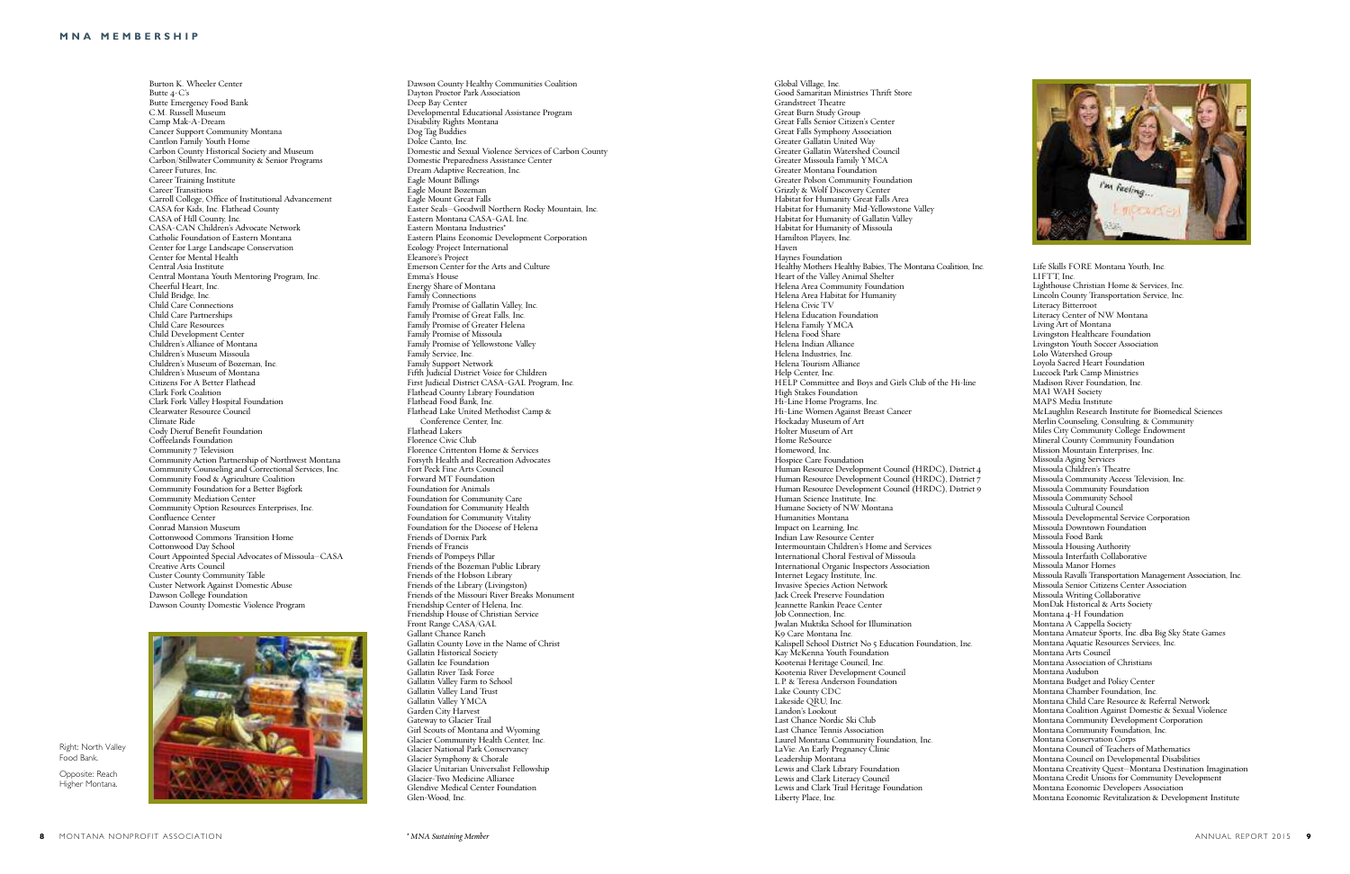## MNA MEMBERSHIP

Burton K. Wheeler Center
Butte 4-C's
Butte Emergency Food Bank
C.M. Russell Museum
Camp Mak-A-Dream
Cancer Support Community Montana
Cantlon Family Youth Home
Carbon County Historical Society and Museum
Carbon/Stillwater Community & Senior Programs
Career Futures, Inc.
Career Training Institute
Career Transitions
Carroll College, Office of Institutional Advancement
CASA for Kids, Inc. Flathead County
CASA of Hill County, Inc.
CASA-CAN Children's Advocate Network
Catholic Foundation of Eastern Montana
Center for Large Landscape Conservation
Center for Mental Health
Central Asia Institute
Central Montana Youth Mentoring Program, Inc.
Cheerful Heart, Inc.
Child Bridge, Inc.
Child Care Connections
Child Care Partnerships
Child Care Resources
Child Development Center
Children's Alliance of Montana
Children's Museum Missoula
Children's Museum of Bozeman, Inc.
Children's Museum of Montana
Citizens For A Better Flathead
Clark Fork Coalition
Clark Fork Valley Hospital Foundation
Clearwater Resource Council
Climate Ride
Cody Dieruf Benefit Foundation
Coffeelands Foundation
Community 7 Television
Community Action Partnership of Northwest Montana
Community Counseling and Correctional Services, Inc.
Community Food & Agriculture Coalition
Community Foundation for a Better Bigfork
Community Mediation Center
Community Option Resources Enterprises, Inc.
Confluence Center
Conrad Mansion Museum
Cottonwood Commons Transition Home
Cottonwood Day School
Court Appointed Special Advocates of Missoula–CASA
Creative Arts Council
Custer County Community Table
Custer Network Against Domestic Abuse
Dawson College Foundation
Dawson County Domestic Violence Program

Right: North Valley Food Bank.

Opposite: Reach Higher Montana.

Dawson County Healthy Communities Coalition
Dayton Proctor Park Association
Deep Bay Center
Developmental Educational Assistance Program
Disability Rights Montana
Dog Tag Buddies
Dolce Canto, Inc.
Domestic and Sexual Violence Services of Carbon County
Domestic Preparedness Assistance Center
Dream Adaptive Recreation, Inc.
Eagle Mount Billings
Eagle Mount Bozeman
Eagle Mount Great Falls
Easter Seals–Goodwill Northern Rocky Mountain, Inc.
Eastern Montana CASA-GAL Inc.
Eastern Montana Industries*
Eastern Plains Economic Development Corporation
Ecology Project International
Eleanore's Project
Emerson Center for the Arts and Culture
Emma's House
Energy Share of Montana
Family Connections
Family Promise of Gallatin Valley, Inc.
Family Promise of Great Falls, Inc.
Family Promise of Greater Helena
Family Promise of Missoula
Family Promise of Yellowstone Valley
Family Service, Inc.
Family Support Network
Fifth Judicial District Voice for Children
First Judicial District CASA-GAL Program, Inc.
Flathead County Library Foundation
Flathead Food Bank, Inc.
Flathead Lake United Methodist Camp & Conference Center, Inc.
Flathead Lakers
Florence Civic Club
Florence Crittenton Home & Services
Forsyth Health and Recreation Advocates
Fort Peck Fine Arts Council
Forward MT Foundation
Foundation for Animals
Foundation for Community Care
Foundation for Community Health
Foundation for Community Vitality
Foundation for the Diocese of Helena
Friends of Dornix Park
Friends of Francis
Friends of Pompeys Pillar
Friends of the Bozeman Public Library
Friends of the Hobson Library
Friends of the Library (Livingston)
Friends of the Missouri River Breaks Monument
Friendship Center of Helena, Inc.
Friendship House of Christian Service
Front Range CASA/GAL
Gallant Chance Ranch
Gallatin County Love in the Name of Christ
Gallatin Historical Society
Gallatin Ice Foundation
Gallatin River Task Force
Gallatin Valley Farm to School
Gallatin Valley Land Trust
Gallatin Valley YMCA
Garden City Harvest
Gateway to Glacier Trail
Girl Scouts of Montana and Wyoming
Glacier Community Health Center, Inc.
Glacier National Park Conservancy
Glacier Symphony & Chorale
Glacier Unitarian Universalist Fellowship
Glacier-Two Medicine Alliance
Glendive Medical Center Foundation
Glen-Wood, Inc.

Global Village, Inc.
Good Samaritan Ministries Thrift Store
Grandstreet Theatre
Great Burn Study Group
Great Falls Senior Citizen's Center
Great Falls Symphony Association
Greater Gallatin United Way
Greater Gallatin Watershed Council
Greater Missoula Family YMCA
Greater Montana Foundation
Greater Polson Community Foundation
Grizzly & Wolf Discovery Center
Habitat for Humanity Great Falls Area
Habitat for Humanity Mid-Yellowstone Valley
Habitat for Humanity of Gallatin Valley
Habitat for Humanity of Missoula
Hamilton Players, Inc.
Haven
Haynes Foundation
Healthy Mothers Healthy Babies, The Montana Coalition, Inc.
Heart of the Valley Animal Shelter
Helena Area Community Foundation
Helena Area Habitat for Humanity
Helena Civic TV
Helena Education Foundation
Helena Family YMCA
Helena Food Share
Helena Indian Alliance
Helena Industries, Inc.
Helena Tourism Alliance
Help Center, Inc.
HELP Committee and Boys and Girls Club of the Hi-line
High Stakes Foundation
Hi-Line Home Programs, Inc.
Hi-Line Women Against Breast Cancer
Hockaday Museum of Art
Holter Museum of Art
Home ReSource
Homeword, Inc.
Hospice Care Foundation
Human Resource Development Council (HRDC), District 4
Human Resource Development Council (HRDC), District 7
Human Resource Development Council (HRDC), District 9
Human Science Institute, Inc.
Humane Society of NW Montana
Humanities Montana
Impact on Learning, Inc.
Indian Law Resource Center
Intermountain Children's Home and Services
International Choral Festival of Missoula
International Organic Inspectors Association
Internet Legacy Institute, Inc.
Invasive Species Action Network
Jack Creek Preserve Foundation
Jeannette Rankin Peace Center
Job Connection, Inc.
Jwalan Muktika School for Illumination
K9 Care Montana Inc.
Kalispell School District No 5 Education Foundation, Inc.
Kay McKenna Youth Foundation
Kootenai Heritage Council, Inc.
Kootenia River Development Council
L.P. & Teresa Anderson Foundation
Lake County CDC
Lakeside QRU, Inc.
Landon's Lookout
Last Chance Nordic Ski Club
Last Chance Tennis Association
Laurel Montana Community Foundation, Inc.
LaVie: An Early Pregnancy Clinic
Leadership Montana
Lewis and Clark Library Foundation
Lewis and Clark Literacy Council
Lewis and Clark Trail Heritage Foundation
Liberty Place, Inc.

Life Skills FORE Montana Youth, Inc.
LIFTT, Inc.
Lighthouse Christian Home & Services, Inc.
Lincoln County Transportation Service, Inc.
Literacy Bitterroot
Literacy Center of NW Montana
Living Art of Montana
Livingston Healthcare Foundation
Livingston Youth Soccer Association
Lolo Watershed Group
Loyola Sacred Heart Foundation
Luccock Park Camp Ministries
Madison River Foundation, Inc.
MAI WAH Society
MAPS Media Institute
McLaughlin Research Institute for Biomedical Sciences
Merlin Counseling, Consulting, & Community
Miles City Community College Endowment
Mineral County Community Foundation
Mission Mountain Enterprises, Inc.
Missoula Aging Services
Missoula Children's Theatre
Missoula Community Access Television, Inc.
Missoula Community Foundation
Missoula Community School
Missoula Cultural Council
Missoula Developmental Service Corporation
Missoula Downtown Foundation
Missoula Food Bank
Missoula Housing Authority
Missoula Interfaith Collaborative
Missoula Manor Homes
Missoula Ravalli Transportation Management Association, Inc.
Missoula Senior Citizens Center Association
Missoula Writing Collaborative
MonDak Historical & Arts Society
Montana 4-H Foundation
Montana A Cappella Society
Montana Amateur Sports, Inc. dba Big Sky State Games
Montana Aquatic Resources Services, Inc.
Montana Arts Council
Montana Association of Christians
Montana Audubon
Montana Budget and Policy Center
Montana Chamber Foundation, Inc.
Montana Child Care Resource & Referral Network
Montana Coalition Against Domestic & Sexual Violence
Montana Community Development Corporation
Montana Community Foundation, Inc.
Montana Conservation Corps
Montana Council of Teachers of Mathematics
Montana Council on Developmental Disabilities
Montana Creativity Quest–Montana Destination Imagination
Montana Credit Unions for Community Development
Montana Economic Developers Association
Montana Economic Revitalization & Development Institute

*\* MNA Sustaining Member*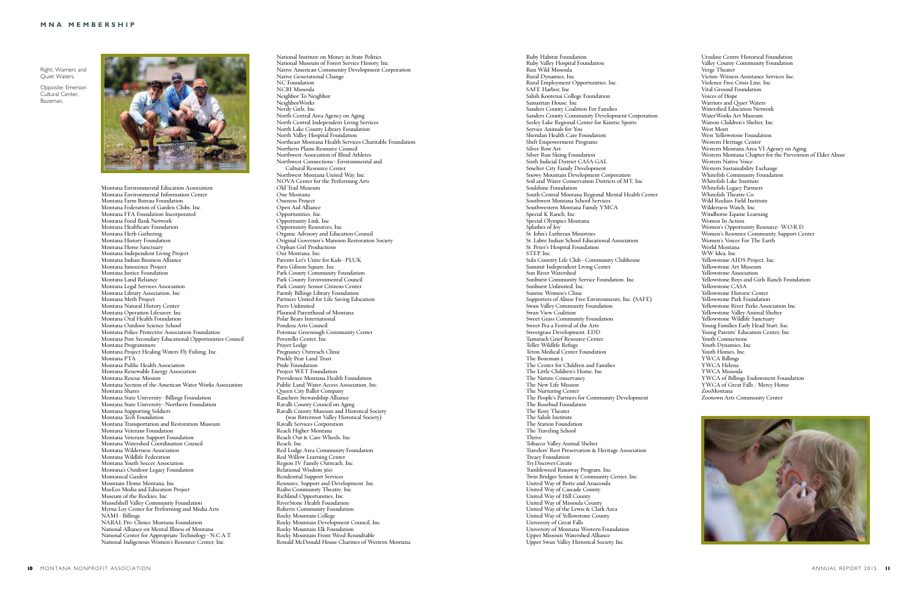## MNA MEMBERSHIP

Right: Warriors and Quiet Waters.

Opposite: Emerson Cultural Center, Bozeman.

Montana Environmental Education Association
Montana Environmental Information Center
Montana Farm Bureau Foundation
Montana Federation of Garden Clubs, Inc.
Montana FFA Foundation Incorporated
Montana Food Bank Network
Montana Healthcare Foundation
Montana Herb Gathering
Montana History Foundation
Montana Horse Sanctuary
Montana Independent Living Project
Montana Indian Business Alliance
Montana Innocence Project
Montana Justice Foundation
Montana Land Reliance
Montana Legal Services Association
Montana Library Association, Inc.
Montana Meth Project
Montana Natural History Center
Montana Operation Lifesaver, Inc.
Montana Oral Health Foundation
Montana Outdoor Science School
Montana Police Protective Association Foundation
Montana Post Secondary Educational Opportunities Council
Montana Programmers
Montana Project Healing Waters Fly Fishing, Inc.
Montana PTA
Montana Public Health Association
Montana Renewable Energy Association
Montana Rescue Mission
Montana Section of the American Water Works Association
Montana Shares
Montana State University–Billings Foundation
Montana State University–Northern Foundation
Montana Supporting Soldiers
Montana Tech Foundation
Montana Transportation and Restoration Museum
Montana Veterans Foundation
Montana Veterans Support Foundation
Montana Watershed Coordination Council
Montana Wilderness Association
Montana Wildlife Federation
Montana Youth Soccer Association
Montana's Outdoor Legacy Foundation
Montanical Garden
Mountain Home Montana, Inc.
MusEco Media and Education Project
Museum of the Rockies, Inc.
Musselshell Valley Community Foundation
Myrna Loy Center for Performing and Media Arts
NAMI–Billings
NARAL Pro-Choice Montana Foundation
National Alliance on Mental Illness of Montana
National Center for Appropriate Technology–N.C.A.T.
National Indigenous Women's Resource Center, Inc.
National Institute on Money in State Politics
National Museum of Forest Service History, Inc.
Native American Community Development Corporation
Native Generational Change
NC Foundation
NCBI Missoula
Neighbor To Neighbor
NeighborWorks
Nerdy Girls, Inc.
North Central Area Agency on Aging
North Central Independent Living Services
North Lake County Library Foundation
North Valley Hospital Foundation
Northeast Montana Health Services Charitable Foundation
Northern Plains Resource Council
Northwest Association of Blind Athletes
Northwest Connections–Environmental and Cultural Resource Center
Northwest Montana United Way, Inc.
NOVA Center for the Performing Arts
Old Trail Museum
One Montana
Oneness Project
Open Aid Alliance
Opportunities, Inc.
Opportunity Link, Inc.
Opportunity Resources, Inc.
Organic Advisory and Education Council
Original Governor's Mansion Restoration Society
Orphan Girl Productions
Our Montana, Inc.
Parents Let's Unite for Kids–PLUK
Paris Gibson Square, Inc.
Park County Community Foundation
Park County Environmental Council
Park County Senior Citizens Center
Parmly Billings Library Foundation
Partners United for Life Saving Education
Peers Unlimited
Planned Parenthood of Montana
Polar Bears International
Pondera Arts Council
Potomac Greenough Community Center
Poverello Center, Inc.
Prayer Lodge
Pregnancy Outreach Clinic
Prickly Pear Land Trust
Pride Foundation
Project WET Foundation
Providence Montana Health Foundation
Public Land/Water Access Association, Inc.
Queen City Ballet Company
Ranchers Stewardship Alliance
Ravalli County Council on Aging
Ravalli County Museum and Historical Society (was Bitterroot Valley Historical Society)
Ravalli Services Corporation
Reach Higher Montana
Reach Out & Care Wheels, Inc.
Reach, Inc.
Red Lodge Area Community Foundation
Red Willow Learning Center
Region IV Family Outreach, Inc.
Relational Wisdom 360
Residential Support Services
Resource, Support and Development, Inc.
Rialto Community Theatre, Inc.
Richland Opportunities, Inc.
RiverStone Health Foundation
Roberts Community Foundation
Rocky Mountain College
Rocky Mountain Development Council, Inc.
Rocky Mountain Elk Foundation
Rocky Mountain Front Weed Roundtable
Ronald McDonald House Charities of Western Montana
Ruby Habitat Foundation
Ruby Valley Hospital Foundation
Run Wild Missoula
Rural Dynamics, Inc.
Rural Employment Opportunities, Inc.
SAFE Harbor, Inc.
Salish Kootenai College Foundation
Samaritan House, Inc.
Sanders County Coalition For Families
Sanders County Community Development Corporation
Seeley Lake Regional Center for Kinetic Sports
Service Animals for You
Sheridan Health Care Foundation
Shift Empowerment Programs
Silver Bow Art
Silver Run Skiing Foundation
Sixth Judicial District CASA GAL
Smelter City Family Development
Snowy Mountain Development Corporation
Soil and Water Conservation Districts of MT, Inc.
Soulshine Foundation
South Central Montana Regional Mental Health Center
Southwest Montana School Services
Southwestern Montana Family YMCA
Special K Ranch, Inc.
Special Olympics Montana
Splashes of Joy
St. John's Lutheran Ministries
St. Labre Indian School Educational Association
St. Peter's Hospital Foundation
STEP, Inc.
Sula Country Life Club–Community Clubhouse
Summit Independent Living Center
Sun River Watershed
Sunburst Community Service Foundation, Inc.
Sunburst Unlimited, Inc.
Sunrise Women's Clinic
Supporters of Abuse Free Environments, Inc. (SAFE)
Swan Valley Community Foundation
Swan View Coalition
Sweet Grass Community Foundation
Sweet Pea a Festival of the Arts
Sweetgrass Development, EDD
Tamarack Grief Resource Center
Teller Wildlife Refuge
Teton Medical Center Foundation
The Bozeman 3
The Center for Children and Families
The Little Children's Home, Inc.
The Nature Conservancy
The New Life Mission
The Nurturing Center
The People's Partners for Community Development
The Rosebud Foundation
The Roxy Theater
The Salish Institute
The Station Foundation
The Traveling School
Thrive
Tobacco Valley Animal Shelter
Travelers' Rest Preservation & Heritage Association
Treacy Foundation
Try.Discover.Create
Tumbleweed Runaway Program, Inc.
Twin Bridges Senior & Community Center, Inc.
United Way of Butte and Anaconda
United Way of Cascade County
United Way of Hill County
United Way of Missoula County
United Way of the Lewis & Clark Area
United Way of Yellowstone County
University of Great Falls
University of Montana Western Foundation
Upper Missouri Watershed Alliance
Upper Swan Valley Historical Society, Inc.
Ursuline Centre Historical Foundation
Valley County Community Foundation
Verge Theater
Victim-Witness Assistance Services Inc.
Violence Free Crisis Line, Inc.
Vital Ground Foundation
Voices of Hope
Warriors and Quiet Waters
Watershed Education Network
WaterWorks Art Museum
Watson Children's Shelter, Inc.
West Mont
West Yellowstone Foundation
Western Heritage Center
Western Montana Area VI Agency on Aging
Western Montana Chapter for the Prevention of Elder Abuse
Western Native Voice
Western Sustainability Exchange
Whitefish Community Foundation
Whitefish Lake Institute
Whitefish Legacy Partners
Whitefish Theatre Co.
Wild Rockies Field Institute
Wilderness Watch, Inc.
Windhorse Equine Learning
Women In Action
Women's Opportunity Resource–W.O.R.D.
Women's Resource Community Support Center
Women's Voices For The Earth
World Montana
WW Idea, Inc.
Yellowstone AIDS Project, Inc.
Yellowstone Art Museum
Yellowstone Association
Yellowstone Boys and Girls Ranch Foundation
Yellowstone CASA
Yellowstone Historic Center
Yellowstone Park Foundation
Yellowstone River Parks Association Inc.
Yellowstone Valley Animal Shelter
Yellowstone Wildlife Sanctuary
Young Families Early Head Start, Inc.
Young Parents' Education Center, Inc.
Youth Connections
Youth Dynamics, Inc.
Youth Homes, Inc.
YWCA Billings
YWCA Helena
YWCA Missoula
YWCA of Billings Endowment Foundation
YWCA of Great Falls / Mercy Home
ZooMontana
Zootown Arts Community Center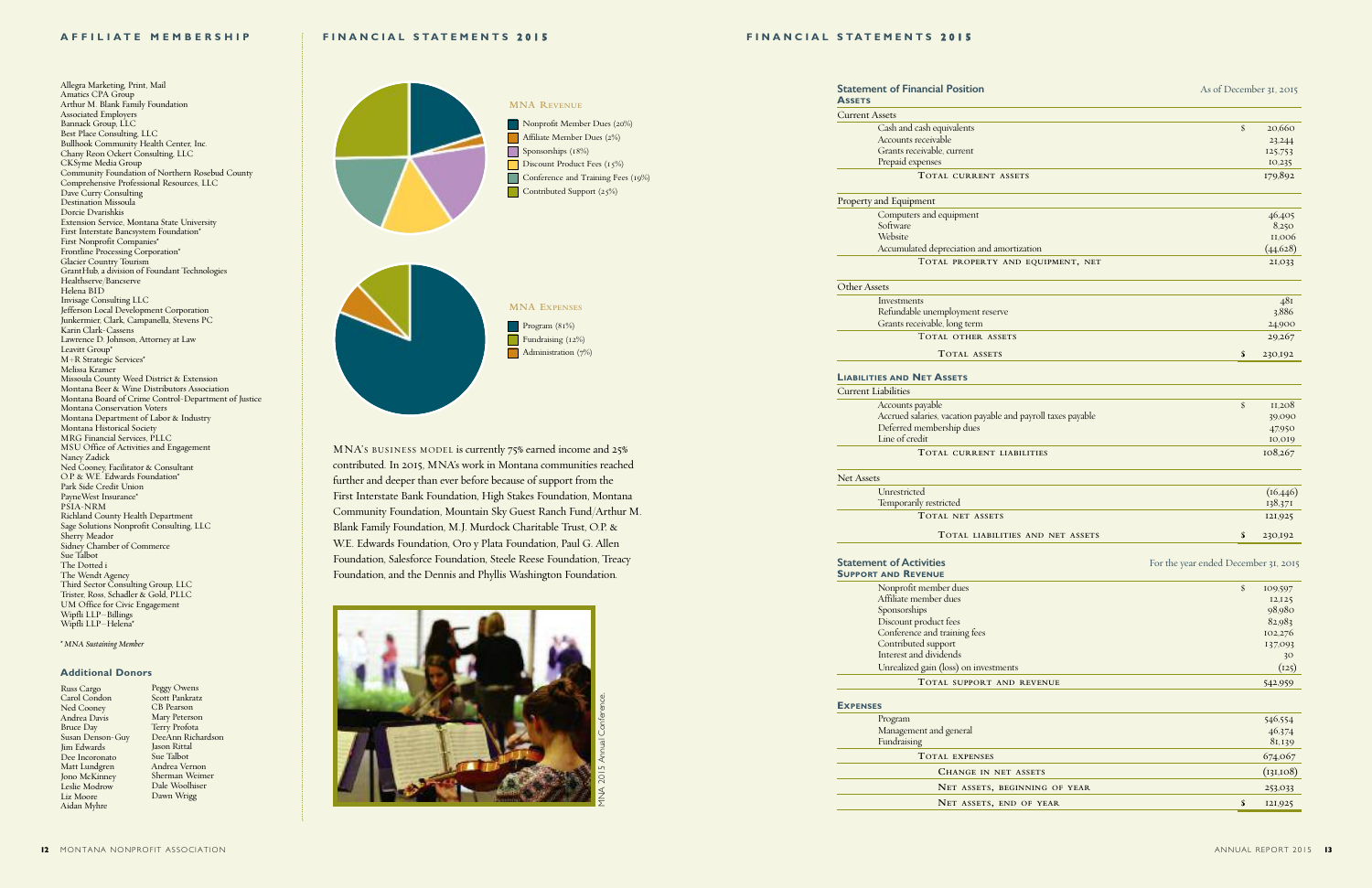## AFFILIATE MEMBERSHIP

Allegra Marketing, Print, Mail
Amatics CPA Group
Arthur M. Blank Family Foundation
Associated Employers
Bannack Group, LLC
Best Place Consulting, LLC
Bullhook Community Health Center, Inc.
Chany Reon Ockert Consulting, LLC
CKSyme Media Group
Community Foundation of Northern Rosebud County
Comprehensive Professional Resources, LLC
Dave Curry Consulting
Destination Missoula
Dorcie Dvarishkis
Extension Service, Montana State University
First Interstate Bancsystem Foundation*
First Nonprofit Companies*
Frontline Processing Corporation*
Glacier Country Tourism
GrantHub, a division of Foundant Technologies
Healthserve/Bancserve
Helena BID
Invisage Consulting LLC
Jefferson Local Development Corporation
Junkermier, Clark, Campanella, Stevens PC
Karin Clark-Cassens
Lawrence D. Johnson, Attorney at Law
Leavitt Group*
M+R Strategic Services*
Melissa Kramer
Missoula County Weed District & Extension
Montana Beer & Wine Distributors Association
Montana Board of Crime Control-Department of Justice
Montana Conservation Voters
Montana Department of Labor & Industry
Montana Historical Society
MRG Financial Services, PLLC
MSU Office of Activities and Engagement
Nancy Zadick
Ned Cooney, Facilitator & Consultant
O.P. & W.E. Edwards Foundation*
Park Side Credit Union
PayneWest Insurance*
PSIA-NRM
Richland County Health Department
Sage Solutions Nonprofit Consulting, LLC
Sherry Meador
Sidney Chamber of Commerce
Sue Talbot
The Dotted i
The Wendt Agency
Third Sector Consulting Group, LLC
Trister, Ross, Schadler & Gold, PLLC
UM Office for Civic Engagement
Wipfli LLP–Billings
Wipfli LLP–Helena*

*\* MNA Sustaining Member*

### Additional Donors

Russ Cargo
Carol Condon
Ned Cooney
Andrea Davis
Bruce Day
Susan Denson-Guy
Jim Edwards
Dee Incoronato
Matt Lundgren
Jono McKinney
Leslie Modrow
Liz Moore
Aidan Myhre
Peggy Owens
Scott Pankratz
CB Pearson
Mary Peterson
Terry Profota
DeeAnn Richardson
Jason Rittal
Sue Talbot
Andrea Vernon
Sherman Weimer
Dale Woolhiser
Dawn Wrigg

## FINANCIAL STATEMENTS 2015

**MNA Revenue**

- Nonprofit Member Dues (20%)
- Affiliate Member Dues (2%)
- Sponsorships (18%)
- Discount Product Fees (15%)
- Conference and Training Fees (19%)
- Contributed Support (25%)

**MNA Expenses**

- Program (81%)
- Fundraising (12%)
- Administration (7%)

MNA's BUSINESS MODEL is currently 75% earned income and 25% contributed. In 2015, MNA's work in Montana communities reached further and deeper than ever before because of support from the First Interstate Bank Foundation, High Stakes Foundation, Montana Community Foundation, Mountain Sky Guest Ranch Fund/Arthur M. Blank Family Foundation, M.J. Murdock Charitable Trust, O.P. & W.E. Edwards Foundation, Oro y Plata Foundation, Paul G. Allen Foundation, Salesforce Foundation, Steele Reese Foundation, Treacy Foundation, and the Dennis and Phyllis Washington Foundation.

MNA 2015 Annual Conference.

### Statement of Financial Position

As of December 31, 2015

| **Assets** | | |
|---|---|---|
| **Current Assets** | | |
| Cash and cash equivalents | $ | 20,660 |
| Accounts receivable | | 23,244 |
| Grants receivable, current | | 125,753 |
| Prepaid expenses | | 10,235 |
| TOTAL CURRENT ASSETS | | 179,892 |
| **Property and Equipment** | | |
| Computers and equipment | | 46,405 |
| Software | | 8,250 |
| Website | | 11,006 |
| Accumulated depreciation and amortization | | (44,628) |
| TOTAL PROPERTY AND EQUIPMENT, NET | | 21,033 |
| **Other Assets** | | |
| Investments | | 481 |
| Refundable unemployment reserve | | 3,886 |
| Grants receivable, long term | | 24,900 |
| TOTAL OTHER ASSETS | | 29,267 |
| TOTAL ASSETS | $ | 230,192 |
| **Liabilities and Net Assets** | | |
| **Current Liabilities** | | |
| Accounts payable | $ | 11,208 |
| Accrued salaries, vacation payable and payroll taxes payable | | 39,090 |
| Deferred membership dues | | 47,950 |
| Line of credit | | 10,019 |
| TOTAL CURRENT LIABILITIES | | 108,267 |
| **Net Assets** | | |
| Unrestricted | | (16,446) |
| Temporarily restricted | | 138,371 |
| TOTAL NET ASSETS | | 121,925 |
| TOTAL LIABILITIES AND NET ASSETS | $ | 230,192 |

### Statement of Activities

For the year ended December 31, 2015

| **Support and Revenue** | | |
|---|---|---|
| Nonprofit member dues | $ | 109,597 |
| Affiliate member dues | | 12,125 |
| Sponsorships | | 98,980 |
| Discount product fees | | 82,983 |
| Conference and training fees | | 102,276 |
| Contributed support | | 137,093 |
| Interest and dividends | | 30 |
| Unrealized gain (loss) on investments | | (125) |
| TOTAL SUPPORT AND REVENUE | | 542,959 |
| **Expenses** | | |
| Program | | 546,554 |
| Management and general | | 46,374 |
| Fundraising | | 81,139 |
| TOTAL EXPENSES | | 674,067 |
| CHANGE IN NET ASSETS | | (131,108) |
| NET ASSETS, BEGINNING OF YEAR | | 253,033 |
| NET ASSETS, END OF YEAR | $ | 121,925 |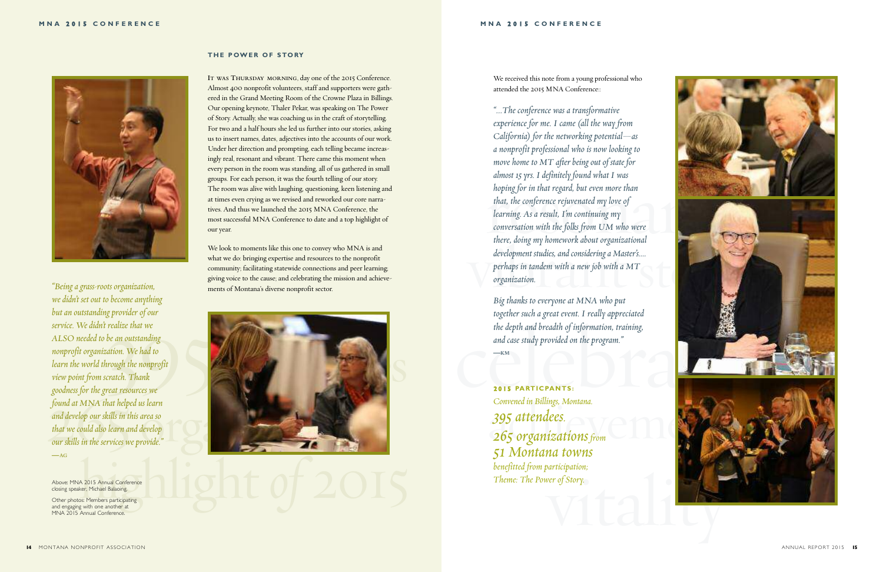## THE POWER OF STORY

It was Thursday morning, day one of the 2015 Conference. Almost 400 nonprofit volunteers, staff and supporters were gathered in the Grand Meeting Room of the Crowne Plaza in Billings. Our opening keynote, Thaler Pekar, was speaking on The Power of Story. Actually, she was coaching us in the craft of storytelling. For two and a half hours she led us further into our stories, asking us to insert names, dates, adjectives into the accounts of our work. Under her direction and prompting, each telling became increasingly real, resonant and vibrant. There came this moment when every person in the room was standing, all of us gathered in small groups. For each person, it was the fourth telling of our story. The room was alive with laughing, questioning, keen listening and at times even crying as we revised and reworked our core narratives. And thus we launched the 2015 MNA Conference, the most successful MNA Conference to date and a top highlight of our year.

We look to moments like this one to convey who MNA is and what we do: bringing expertise and resources to the nonprofit community; facilitating statewide connections and peer learning; giving voice to the cause; and celebrating the mission and achievements of Montana's diverse nonprofit sector.

*"Being a grass-roots organization, we didn't set out to become anything but an outstanding provider of our service. We didn't realize that we ALSO needed to be an outstanding nonprofit organization. We had to learn the world through the nonprofit view point from scratch. Thank goodness for the great resources we found at MNA that helped us learn and develop our skills in this area so that we could also learn and develop our skills in the services we provide."*
—AG

Above: MNA 2015 Annual Conference closing speaker, Michael Balaoing.

Other photos: Members participating and engaging with one another at MNA 2015 Annual Conference.

We received this note from a young professional who attended the 2015 MNA Conference::

*"…The conference was a transformative experience for me. I came (all the way from California) for the networking potential—as a nonprofit professional who is now looking to move home to MT after being out of state for almost 15 yrs. I definitely found what I was hoping for in that regard, but even more than that, the conference rejuvenated my love of learning. As a result, I'm continuing my conversation with the folks from UM who were there, doing my homework about organizational development studies, and considering a Master's…. perhaps in tandem with a new job with a MT organization.*

*Big thanks to everyone at MNA who put together such a great event. I really appreciated the depth and breadth of information, training, and case study provided on the program."*
—KM

**2015 PARTICPANTS:**
*Convened in Billings, Montana.*
*395 attendees.*
*265 organizations from 51 Montana towns benefitted from participation;*
*Theme: The Power of Story.*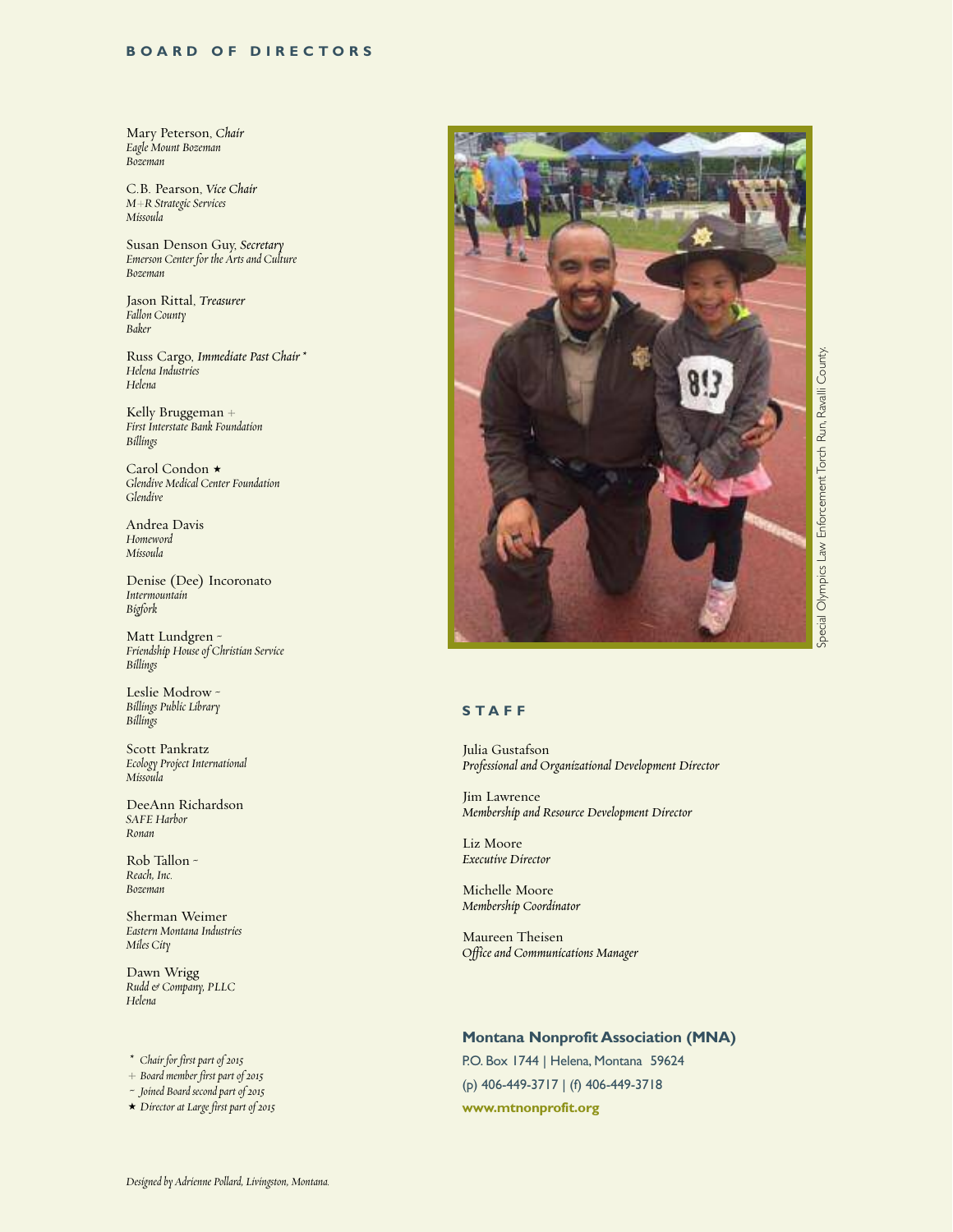## BOARD OF DIRECTORS

Mary Peterson, *Chair*
*Eagle Mount Bozeman*
*Bozeman*

C.B. Pearson, *Vice Chair*
*M+R Strategic Services*
*Missoula*

Susan Denson Guy, *Secretary*
*Emerson Center for the Arts and Culture*
*Bozeman*

Jason Rittal, *Treasurer*
*Fallon County*
*Baker*

Russ Cargo, *Immediate Past Chair* *
*Helena Industries*
*Helena*

Kelly Bruggeman +
*First Interstate Bank Foundation*
*Billings*

Carol Condon ★
*Glendive Medical Center Foundation*
*Glendive*

Andrea Davis
*Homeword*
*Missoula*

Denise (Dee) Incoronato
*Intermountain*
*Bigfork*

Matt Lundgren ~
*Friendship House of Christian Service*
*Billings*

Leslie Modrow ~
*Billings Public Library*
*Billings*

Scott Pankratz
*Ecology Project International*
*Missoula*

DeeAnn Richardson
*SAFE Harbor*
*Ronan*

Rob Tallon ~
*Reach, Inc.*
*Bozeman*

Sherman Weimer
*Eastern Montana Industries*
*Miles City*

Dawn Wrigg
*Rudd & Company, PLLC*
*Helena*

\* *Chair for first part of 2015*
\+ *Board member first part of 2015*
~ *Joined Board second part of 2015*
★ *Director at Large first part of 2015*

Special Olympics Law Enforcement Torch Run, Ravalli County.

## STAFF

Julia Gustafson
*Professional and Organizational Development Director*

Jim Lawrence
*Membership and Resource Development Director*

Liz Moore
*Executive Director*

Michelle Moore
*Membership Coordinator*

Maureen Theisen
*Office and Communications Manager*

**Montana Nonprofit Association (MNA)**
P.O. Box 1744 | Helena, Montana 59624
(p) 406-449-3717 | (f) 406-449-3718
**www.mtnonprofit.org**

*Designed by Adrienne Pollard, Livingston, Montana.*